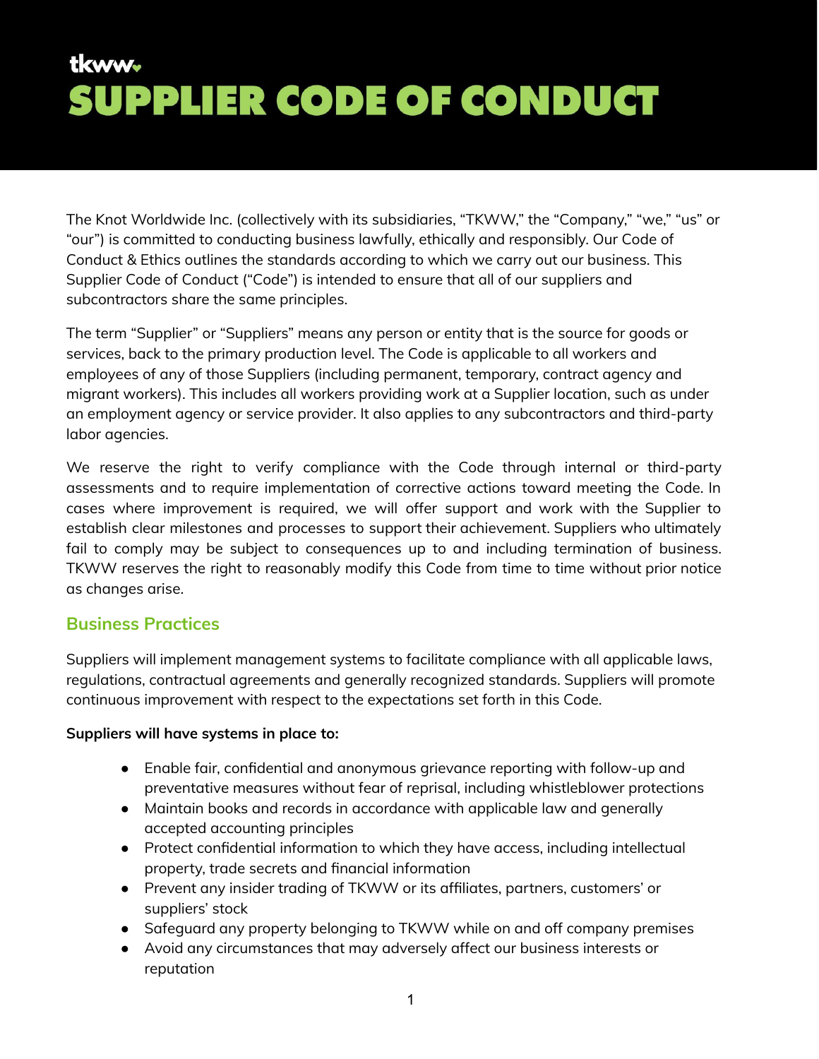tkww

# SUPPLIER CODE OF CONDUCT

The Knot Worldwide Inc. (collectively with its subsidiaries, "TKWW," the "Company," "we," "us" or "our") is committed to conducting business lawfully, ethically and responsibly. Our Code of Conduct & Ethics outlines the standards according to which we carry out our business. This Supplier Code of Conduct ("Code") is intended to ensure that all of our suppliers and subcontractors share the same principles.

The term "Supplier" or "Suppliers" means any person or entity that is the source for goods or services, back to the primary production level. The Code is applicable to all workers and employees of any of those Suppliers (including permanent, temporary, contract agency and migrant workers). This includes all workers providing work at a Supplier location, such as under an employment agency or service provider. It also applies to any subcontractors and third-party labor agencies.

We reserve the right to verify compliance with the Code through internal or third-party assessments and to require implementation of corrective actions toward meeting the Code. In cases where improvement is required, we will offer support and work with the Supplier to establish clear milestones and processes to support their achievement. Suppliers who ultimately fail to comply may be subject to consequences up to and including termination of business. TKWW reserves the right to reasonably modify this Code from time to time without prior notice as changes arise.

## Business Practices

Suppliers will implement management systems to facilitate compliance with all applicable laws, regulations, contractual agreements and generally recognized standards. Suppliers will promote continuous improvement with respect to the expectations set forth in this Code.

**Suppliers will have systems in place to:**

- Enable fair, confidential and anonymous grievance reporting with follow-up and preventative measures without fear of reprisal, including whistleblower protections
- Maintain books and records in accordance with applicable law and generally accepted accounting principles
- Protect confidential information to which they have access, including intellectual property, trade secrets and financial information
- Prevent any insider trading of TKWW or its affiliates, partners, customers' or suppliers' stock
- Safeguard any property belonging to TKWW while on and off company premises
- Avoid any circumstances that may adversely affect our business interests or reputation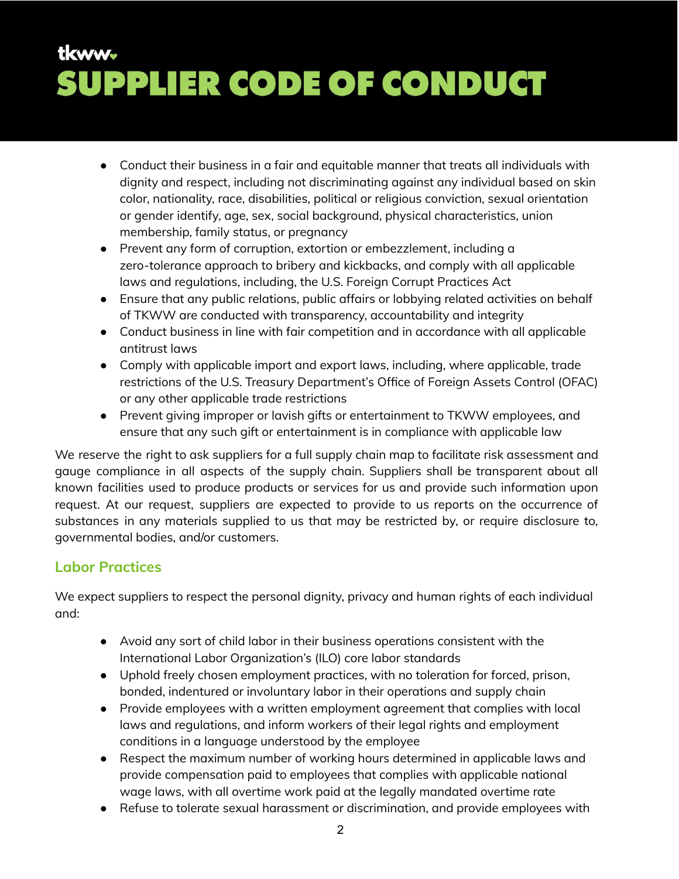- Conduct their business in a fair and equitable manner that treats all individuals with dignity and respect, including not discriminating against any individual based on skin color, nationality, race, disabilities, political or religious conviction, sexual orientation or gender identify, age, sex, social background, physical characteristics, union membership, family status, or pregnancy
- Prevent any form of corruption, extortion or embezzlement, including a zero-tolerance approach to bribery and kickbacks, and comply with all applicable laws and regulations, including, the U.S. Foreign Corrupt Practices Act
- Ensure that any public relations, public affairs or lobbying related activities on behalf of TKWW are conducted with transparency, accountability and integrity
- Conduct business in line with fair competition and in accordance with all applicable antitrust laws
- Comply with applicable import and export laws, including, where applicable, trade restrictions of the U.S. Treasury Department's Office of Foreign Assets Control (OFAC) or any other applicable trade restrictions
- Prevent giving improper or lavish gifts or entertainment to TKWW employees, and ensure that any such gift or entertainment is in compliance with applicable law

We reserve the right to ask suppliers for a full supply chain map to facilitate risk assessment and gauge compliance in all aspects of the supply chain. Suppliers shall be transparent about all known facilities used to produce products or services for us and provide such information upon request. At our request, suppliers are expected to provide to us reports on the occurrence of substances in any materials supplied to us that may be restricted by, or require disclosure to, governmental bodies, and/or customers.

## Labor Practices

We expect suppliers to respect the personal dignity, privacy and human rights of each individual and:

- Avoid any sort of child labor in their business operations consistent with the International Labor Organization's (ILO) core labor standards
- Uphold freely chosen employment practices, with no toleration for forced, prison, bonded, indentured or involuntary labor in their operations and supply chain
- Provide employees with a written employment agreement that complies with local laws and regulations, and inform workers of their legal rights and employment conditions in a language understood by the employee
- Respect the maximum number of working hours determined in applicable laws and provide compensation paid to employees that complies with applicable national wage laws, with all overtime work paid at the legally mandated overtime rate
- Refuse to tolerate sexual harassment or discrimination, and provide employees with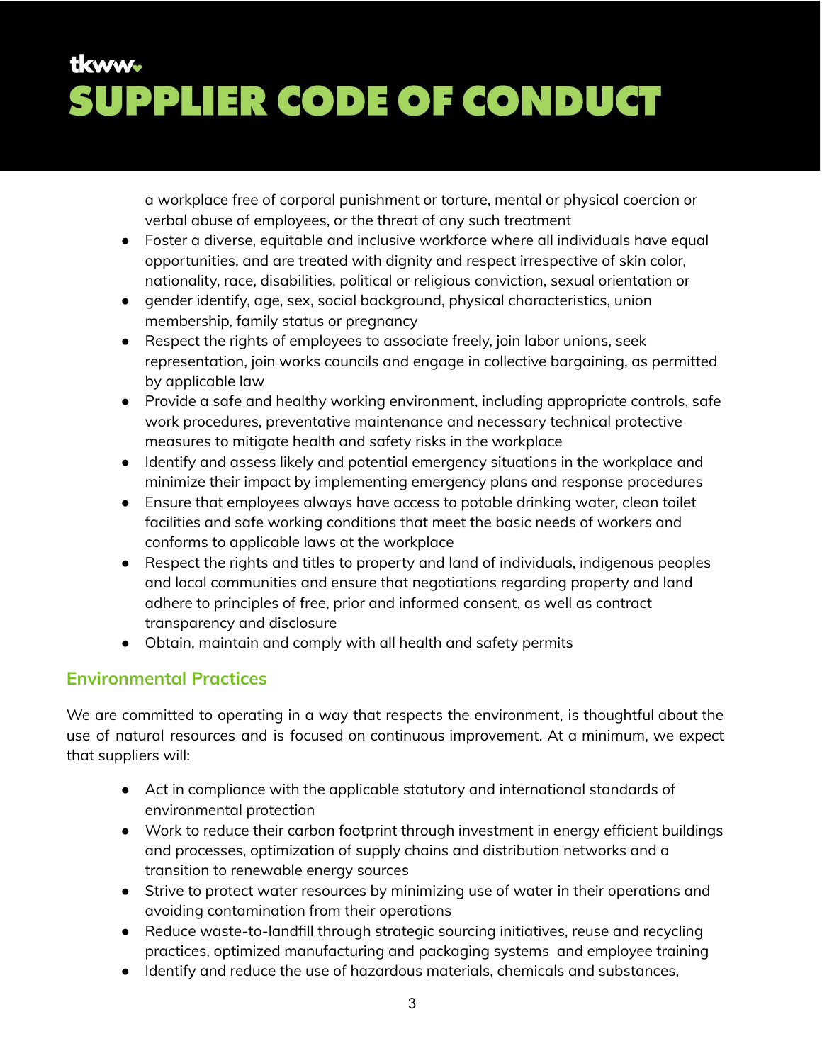a workplace free of corporal punishment or torture, mental or physical coercion or verbal abuse of employees, or the threat of any such treatment

- Foster a diverse, equitable and inclusive workforce where all individuals have equal opportunities, and are treated with dignity and respect irrespective of skin color, nationality, race, disabilities, political or religious conviction, sexual orientation or
- gender identify, age, sex, social background, physical characteristics, union membership, family status or pregnancy
- Respect the rights of employees to associate freely, join labor unions, seek representation, join works councils and engage in collective bargaining, as permitted by applicable law
- Provide a safe and healthy working environment, including appropriate controls, safe work procedures, preventative maintenance and necessary technical protective measures to mitigate health and safety risks in the workplace
- Identify and assess likely and potential emergency situations in the workplace and minimize their impact by implementing emergency plans and response procedures
- Ensure that employees always have access to potable drinking water, clean toilet facilities and safe working conditions that meet the basic needs of workers and conforms to applicable laws at the workplace
- Respect the rights and titles to property and land of individuals, indigenous peoples and local communities and ensure that negotiations regarding property and land adhere to principles of free, prior and informed consent, as well as contract transparency and disclosure
- Obtain, maintain and comply with all health and safety permits

## Environmental Practices

We are committed to operating in a way that respects the environment, is thoughtful about the use of natural resources and is focused on continuous improvement. At a minimum, we expect that suppliers will:

- Act in compliance with the applicable statutory and international standards of environmental protection
- Work to reduce their carbon footprint through investment in energy efficient buildings and processes, optimization of supply chains and distribution networks and a transition to renewable energy sources
- Strive to protect water resources by minimizing use of water in their operations and avoiding contamination from their operations
- Reduce waste-to-landfill through strategic sourcing initiatives, reuse and recycling practices, optimized manufacturing and packaging systems and employee training
- Identify and reduce the use of hazardous materials, chemicals and substances,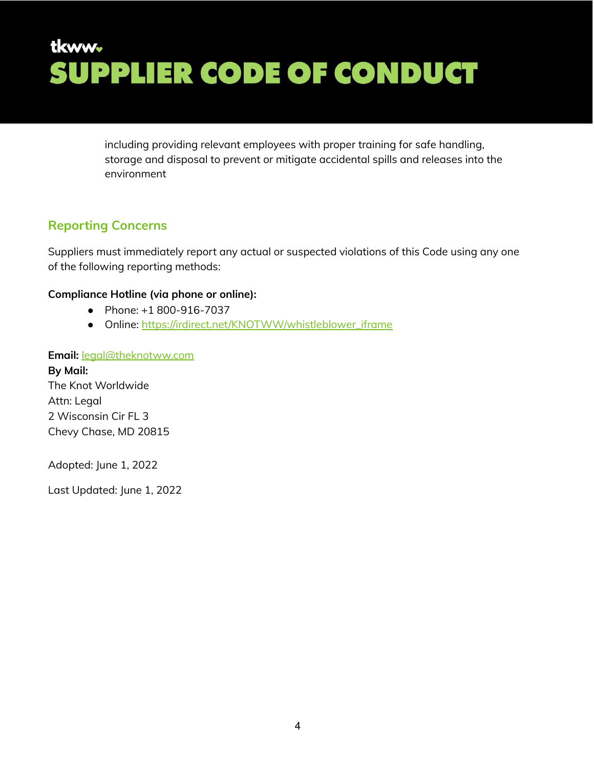including providing relevant employees with proper training for safe handling, storage and disposal to prevent or mitigate accidental spills and releases into the environment

## Reporting Concerns

Suppliers must immediately report any actual or suspected violations of this Code using any one of the following reporting methods:

**Compliance Hotline (via phone or online):**

- Phone: +1 800-916-7037
- Online: https://irdirect.net/KNOTWW/whistleblower_iframe

**Email:** legal@theknotww.com

**By Mail:**
The Knot Worldwide
Attn: Legal
2 Wisconsin Cir FL 3
Chevy Chase, MD 20815

Adopted: June 1, 2022

Last Updated: June 1, 2022